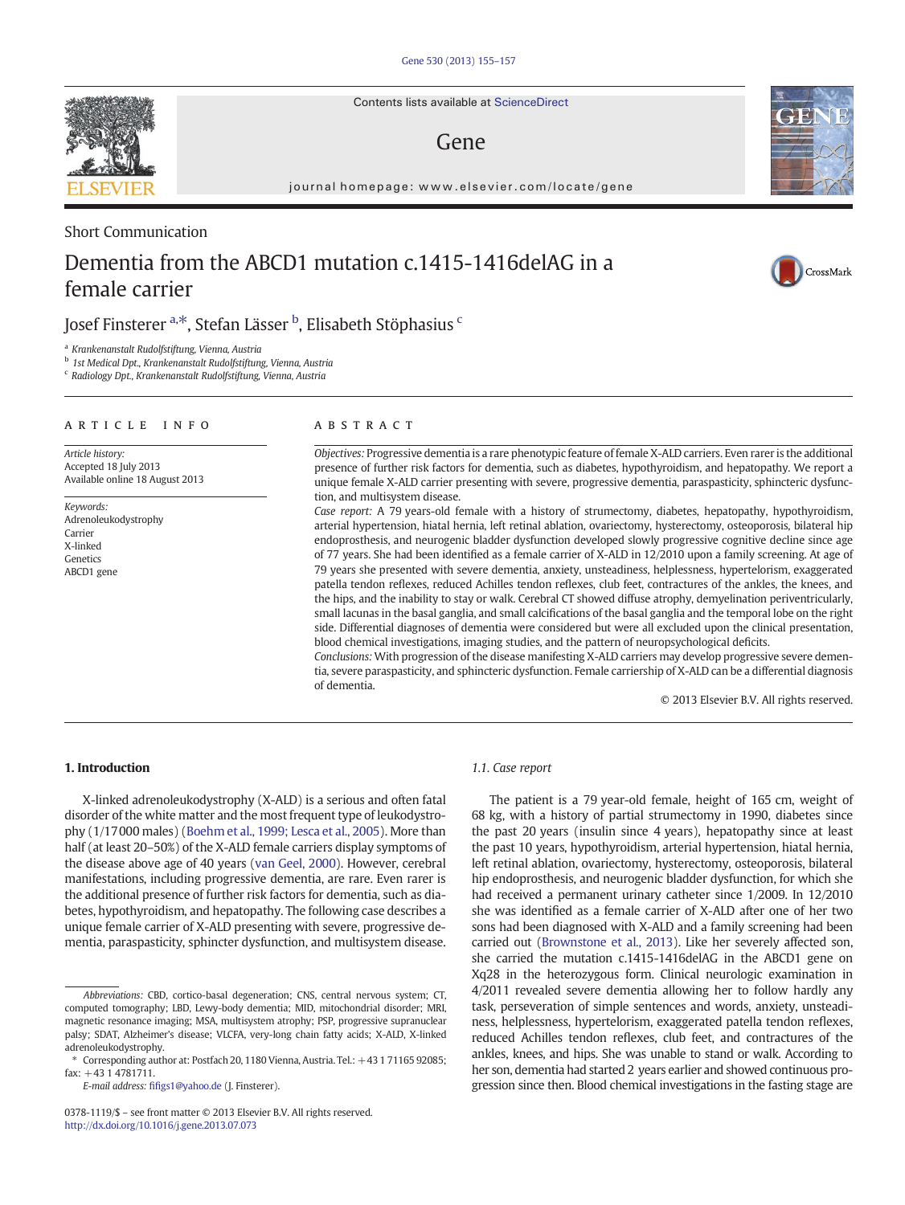Short Communication

# Dementia from the ABCD1 mutation c.1415-1416delAG in a female carrier

Josef Finsterer [a,*], Stefan Lässer [b], Elisabeth Stöphasius [c]

[a] Krankenanstalt Rudolfstiftung, Vienna, Austria
[b] 1st Medical Dpt., Krankenanstalt Rudolfstiftung, Vienna, Austria
[c] Radiology Dpt., Krankenanstalt Rudolfstiftung, Vienna, Austria

**ARTICLE INFO**

*Article history:*
Accepted 18 July 2013
Available online 18 August 2013

*Keywords:*
Adrenoleukodystrophy
Carrier
X-linked
Genetics
ABCD1 gene

**ABSTRACT**

*Objectives:* Progressive dementia is a rare phenotypic feature of female X-ALD carriers. Even rarer is the additional presence of further risk factors for dementia, such as diabetes, hypothyroidism, and hepatopathy. We report a unique female X-ALD carrier presenting with severe, progressive dementia, paraspasticity, sphincteric dysfunction, and multisystem disease.

*Case report:* A 79 years-old female with a history of strumectomy, diabetes, hepatopathy, hypothyroidism, arterial hypertension, hiatal hernia, left retinal ablation, ovariectomy, hysterectomy, osteoporosis, bilateral hip endoprosthesis, and neurogenic bladder dysfunction developed slowly progressive cognitive decline since age of 77 years. She had been identified as a female carrier of X-ALD in 12/2010 upon a family screening. At age of 79 years she presented with severe dementia, anxiety, unsteadiness, helplessness, hypertelorism, exaggerated patella tendon reflexes, reduced Achilles tendon reflexes, club feet, contractures of the ankles, the knees, and the hips, and the inability to stay or walk. Cerebral CT showed diffuse atrophy, demyelination periventricularly, small lacunas in the basal ganglia, and small calcifications of the basal ganglia and the temporal lobe on the right side. Differential diagnoses of dementia were considered but were all excluded upon the clinical presentation, blood chemical investigations, imaging studies, and the pattern of neuropsychological deficits.

*Conclusions:* With progression of the disease manifesting X-ALD carriers may develop progressive severe dementia, severe paraspasticity, and sphincteric dysfunction. Female carriership of X-ALD can be a differential diagnosis of dementia.

© 2013 Elsevier B.V. All rights reserved.

## 1. Introduction

X-linked adrenoleukodystrophy (X-ALD) is a serious and often fatal disorder of the white matter and the most frequent type of leukodystrophy (1/17000 males) (Boehm et al., 1999; Lesca et al., 2005). More than half (at least 20–50%) of the X-ALD female carriers display symptoms of the disease above age of 40 years (van Geel, 2000). However, cerebral manifestations, including progressive dementia, are rare. Even rarer is the additional presence of further risk factors for dementia, such as diabetes, hypothyroidism, and hepatopathy. The following case describes a unique female carrier of X-ALD presenting with severe, progressive dementia, paraspasticity, sphincter dysfunction, and multisystem disease.

### 1.1. Case report

The patient is a 79 year-old female, height of 165 cm, weight of 68 kg, with a history of partial strumectomy in 1990, diabetes since the past 20 years (insulin since 4 years), hepatopathy since at least the past 10 years, hypothyroidism, arterial hypertension, hiatal hernia, left retinal ablation, ovariectomy, hysterectomy, osteoporosis, bilateral hip endoprosthesis, and neurogenic bladder dysfunction, for which she had received a permanent urinary catheter since 1/2009. In 12/2010 she was identified as a female carrier of X-ALD after one of her two sons had been diagnosed with X-ALD and a family screening had been carried out (Brownstone et al., 2013). Like her severely affected son, she carried the mutation c.1415-1416delAG in the ABCD1 gene on Xq28 in the heterozygous form. Clinical neurologic examination in 4/2011 revealed severe dementia allowing her to follow hardly any task, perseveration of simple sentences and words, anxiety, unsteadiness, helplessness, hypertelorism, exaggerated patella tendon reflexes, reduced Achilles tendon reflexes, club feet, and contractures of the ankles, knees, and hips. She was unable to stand or walk. According to her son, dementia had started 2 years earlier and showed continuous progression since then. Blood chemical investigations in the fasting stage are

*Abbreviations:* CBD, cortico-basal degeneration; CNS, central nervous system; CT, computed tomography; LBD, Lewy-body dementia; MID, mitochondrial disorder; MRI, magnetic resonance imaging; MSA, multisystem atrophy; PSP, progressive supranuclear palsy; SDAT, Alzheimer's disease; VLCFA, very-long chain fatty acids; X-ALD, X-linked adrenoleukodystrophy.

\* Corresponding author at: Postfach 20, 1180 Vienna, Austria. Tel.: +43 1 71165 92085; fax: +43 1 4781711.

*E-mail address:* fifigs1@yahoo.de (J. Finsterer).

0378-1119/$ – see front matter © 2013 Elsevier B.V. All rights reserved.
http://dx.doi.org/10.1016/j.gene.2013.07.073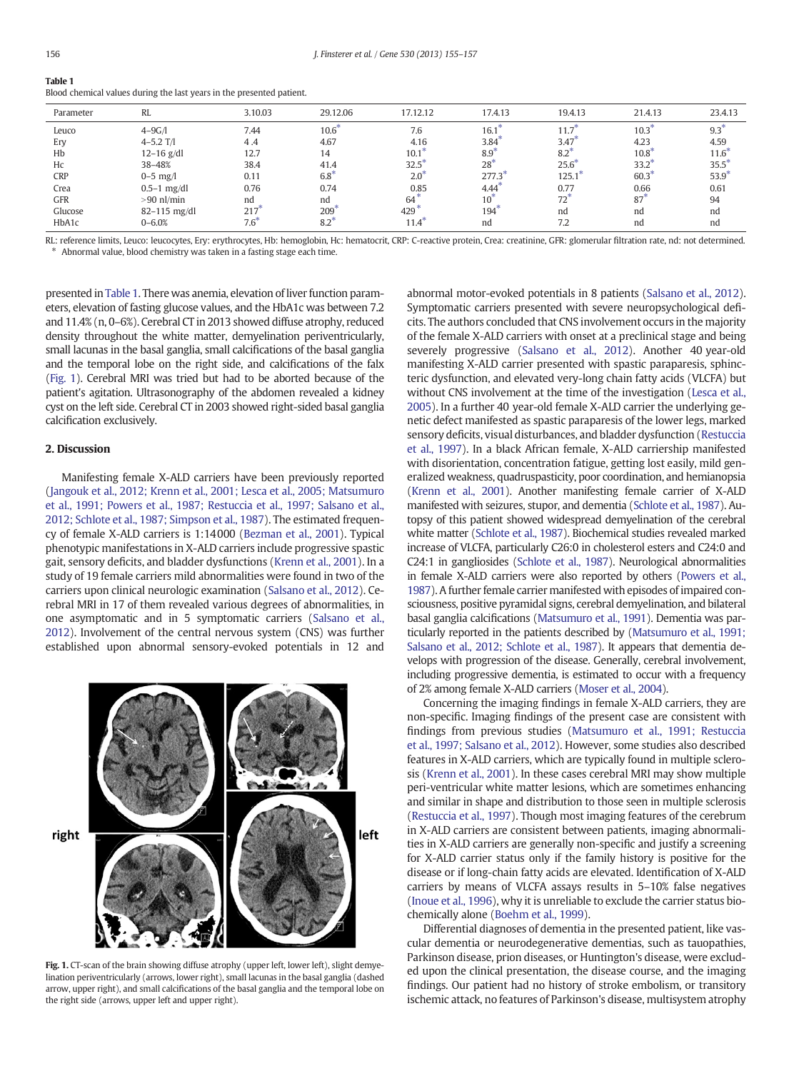**Table 1**
Blood chemical values during the last years in the presented patient.

| Parameter | RL | 3.10.03 | 29.12.06 | 17.12.12 | 17.4.13 | 19.4.13 | 21.4.13 | 23.4.13 |
|---|---|---|---|---|---|---|---|---|
| Leuco | 4–9G/l | 7.44 | 10.6* | 7.6 | 16.1* | 11.7* | 10.3* | 9.3* |
| Ery | 4–5.2 T/l | 4.4 | 4.67 | 4.16 | 3.84* | 3.47* | 4.23 | 4.59 |
| Hb | 12–16 g/dl | 12.7 | 14 | 10.1* | 8.9* | 8.2* | 10.8* | 11.6* |
| Hc | 38–48% | 38.4 | 41.4 | 32.5* | 28* | 25.6* | 33.2* | 35.5* |
| CRP | 0–5 mg/l | 0.11 | 6.8* | 2.0* | 277.3* | 125.1* | 60.3* | 53.9* |
| Crea | 0.5–1 mg/dl | 0.76 | 0.74 | 0.85 | 4.44* | 0.77 | 0.66 | 0.61 |
| GFR | >90 nl/min | nd | nd | 64* | 10* | 72* | 87* | 94 |
| Glucose | 82–115 mg/dl | 217* | 209* | 429* | 194* | nd | nd | nd |
| HbA1c | 0–6.0% | 7.6* | 8.2* | 11.4* | nd | 7.2 | nd | nd |

RL: reference limits, Leuco: leucocytes, Ery: erythrocytes, Hb: hemoglobin, Hc: hematocrit, CRP: C-reactive protein, Crea: creatinine, GFR: glomerular filtration rate, nd: not determined.
* Abnormal value, blood chemistry was taken in a fasting stage each time.

presented in Table 1. There was anemia, elevation of liver function parameters, elevation of fasting glucose values, and the HbA1c was between 7.2 and 11.4% (n, 0–6%). Cerebral CT in 2013 showed diffuse atrophy, reduced density throughout the white matter, demyelination periventricularly, small lacunas in the basal ganglia, small calcifications of the basal ganglia and the temporal lobe on the right side, and calcifications of the falx (Fig. 1). Cerebral MRI was tried but had to be aborted because of the patient's agitation. Ultrasonography of the abdomen revealed a kidney cyst on the left side. Cerebral CT in 2003 showed right-sided basal ganglia calcification exclusively.

## 2. Discussion

Manifesting female X-ALD carriers have been previously reported (Jangouk et al., 2012; Krenn et al., 2001; Lesca et al., 2005; Matsumuro et al., 1991; Powers et al., 1987; Restuccia et al., 1997; Salsano et al., 2012; Schlote et al., 1987; Simpson et al., 1987). The estimated frequency of female X-ALD carriers is 1:14000 (Bezman et al., 2001). Typical phenotypic manifestations in X-ALD carriers include progressive spastic gait, sensory deficits, and bladder dysfunctions (Krenn et al., 2001). In a study of 19 female carriers mild abnormalities were found in two of the carriers upon clinical neurologic examination (Salsano et al., 2012). Cerebral MRI in 17 of them revealed various degrees of abnormalities, in one asymptomatic and in 5 symptomatic carriers (Salsano et al., 2012). Involvement of the central nervous system (CNS) was further established upon abnormal sensory-evoked potentials in 12 and abnormal motor-evoked potentials in 8 patients (Salsano et al., 2012). Symptomatic carriers presented with severe neuropsychological deficits. The authors concluded that CNS involvement occurs in the majority of the female X-ALD carriers with onset at a preclinical stage and being severely progressive (Salsano et al., 2012). Another 40 year-old manifesting X-ALD carrier presented with spastic paraparesis, sphincteric dysfunction, and elevated very-long chain fatty acids (VLCFA) but without CNS involvement at the time of the investigation (Lesca et al., 2005). In a further 40 year-old female X-ALD carrier the underlying genetic defect manifested as spastic paraparesis of the lower legs, marked sensory deficits, visual disturbances, and bladder dysfunction (Restuccia et al., 1997). In a black African female, X-ALD carriership manifested with disorientation, concentration fatigue, getting lost easily, mild generalized weakness, quadruspasticity, poor coordination, and hemianopsia (Krenn et al., 2001). Another manifesting female carrier of X-ALD manifested with seizures, stupor, and dementia (Schlote et al., 1987). Autopsy of this patient showed widespread demyelination of the cerebral white matter (Schlote et al., 1987). Biochemical studies revealed marked increase of VLCFA, particularly C26:0 in cholesterol esters and C24:0 and C24:1 in gangliosides (Schlote et al., 1987). Neurological abnormalities in female X-ALD carriers were also reported by others (Powers et al., 1987). A further female carrier manifested with episodes of impaired consciousness, positive pyramidal signs, cerebral demyelination, and bilateral basal ganglia calcifications (Matsumuro et al., 1991). Dementia was particularly reported in the patients described by (Matsumuro et al., 1991; Salsano et al., 2012; Schlote et al., 1987). It appears that dementia develops with progression of the disease. Generally, cerebral involvement, including progressive dementia, is estimated to occur with a frequency of 2% among female X-ALD carriers (Moser et al., 2004).

Concerning the imaging findings in female X-ALD carriers, they are non-specific. Imaging findings of the present case are consistent with findings from previous studies (Matsumuro et al., 1991; Restuccia et al., 1997; Salsano et al., 2012). However, some studies also described features in X-ALD carriers, which are typically found in multiple sclerosis (Krenn et al., 2001). In these cases cerebral MRI may show multiple peri-ventricular white matter lesions, which are sometimes enhancing and similar in shape and distribution to those seen in multiple sclerosis (Restuccia et al., 1997). Though most imaging features of the cerebrum in X-ALD carriers are consistent between patients, imaging abnormalities in X-ALD carriers are generally non-specific and justify a screening for X-ALD carrier status only if the family history is positive for the disease or if long-chain fatty acids are elevated. Identification of X-ALD carriers by means of VLCFA assays results in 5–10% false negatives (Inoue et al., 1996), why it is unreliable to exclude the carrier status biochemically alone (Boehm et al., 1999).

Differential diagnoses of dementia in the presented patient, like vascular dementia or neurodegenerative dementias, such as tauopathies, Parkinson disease, prion diseases, or Huntington's disease, were excluded upon the clinical presentation, the disease course, and the imaging findings. Our patient had no history of stroke embolism, or transitory ischemic attack, no features of Parkinson's disease, multisystem atrophy

**Fig. 1.** CT-scan of the brain showing diffuse atrophy (upper left, lower left), slight demyelination periventricularly (arrows, lower right), small lacunas in the basal ganglia (dashed arrow, upper right), and small calcifications of the basal ganglia and the temporal lobe on the right side (arrows, upper left and upper right).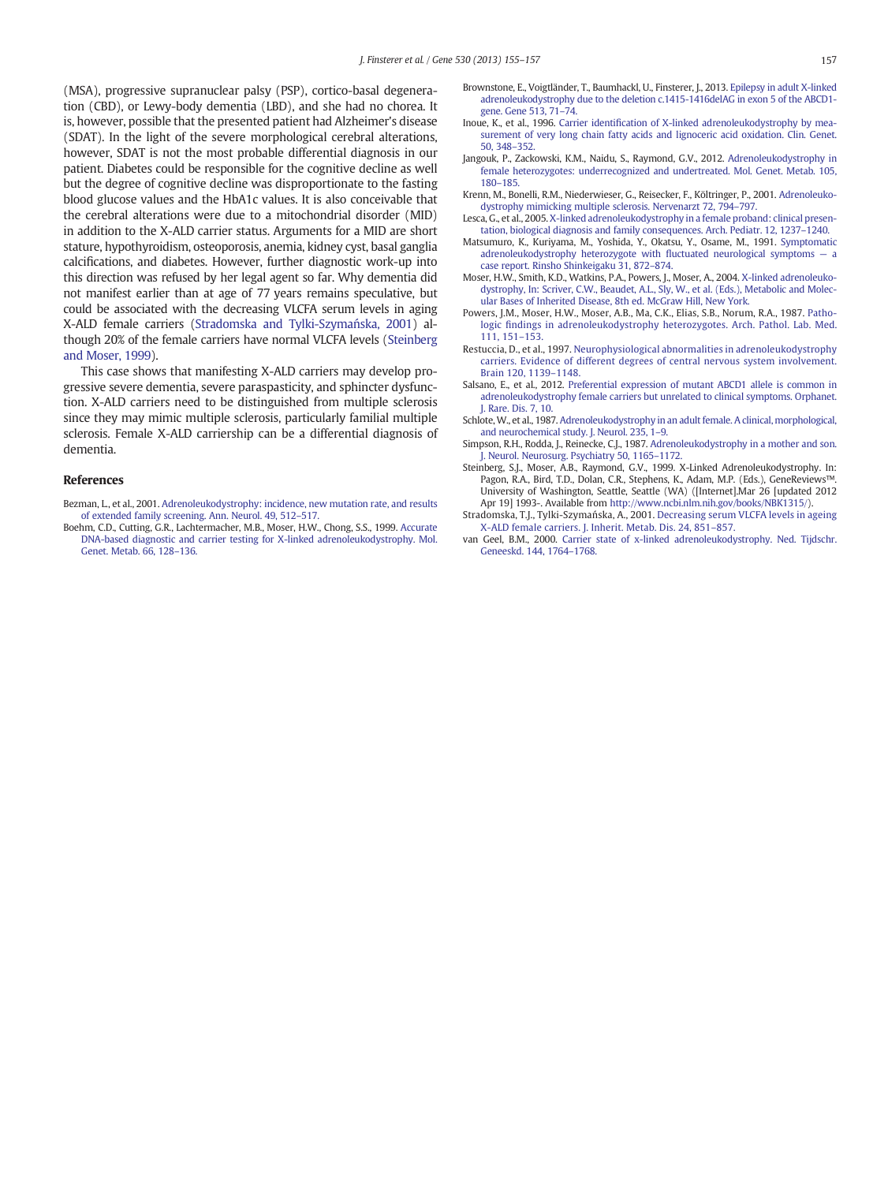(MSA), progressive supranuclear palsy (PSP), cortico-basal degeneration (CBD), or Lewy-body dementia (LBD), and she had no chorea. It is, however, possible that the presented patient had Alzheimer's disease (SDAT). In the light of the severe morphological cerebral alterations, however, SDAT is not the most probable differential diagnosis in our patient. Diabetes could be responsible for the cognitive decline as well but the degree of cognitive decline was disproportionate to the fasting blood glucose values and the HbA1c values. It is also conceivable that the cerebral alterations were due to a mitochondrial disorder (MID) in addition to the X-ALD carrier status. Arguments for a MID are short stature, hypothyroidism, osteoporosis, anemia, kidney cyst, basal ganglia calcifications, and diabetes. However, further diagnostic work-up into this direction was refused by her legal agent so far. Why dementia did not manifest earlier than at age of 77 years remains speculative, but could be associated with the decreasing VLCFA serum levels in aging X-ALD female carriers (Stradomska and Tylki-Szymańska, 2001) although 20% of the female carriers have normal VLCFA levels (Steinberg and Moser, 1999).

This case shows that manifesting X-ALD carriers may develop progressive severe dementia, severe paraspasticity, and sphincter dysfunction. X-ALD carriers need to be distinguished from multiple sclerosis since they may mimic multiple sclerosis, particularly familial multiple sclerosis. Female X-ALD carriership can be a differential diagnosis of dementia.

## References

Bezman, L., et al., 2001. Adrenoleukodystrophy: incidence, new mutation rate, and results of extended family screening. Ann. Neurol. 49, 512–517.

Boehm, C.D., Cutting, G.R., Lachtermacher, M.B., Moser, H.W., Chong, S.S., 1999. Accurate DNA-based diagnostic and carrier testing for X-linked adrenoleukodystrophy. Mol. Genet. Metab. 66, 128–136.

Brownstone, E., Voigtländer, T., Baumhackl, U., Finsterer, J., 2013. Epilepsy in adult X-linked adrenoleukodystrophy due to the deletion c.1415-1416delAG in exon 5 of the ABCD1-gene. Gene 513, 71–74.

Inoue, K., et al., 1996. Carrier identification of X-linked adrenoleukodystrophy by measurement of very long chain fatty acids and lignoceric acid oxidation. Clin. Genet. 50, 348–352.

Jangouk, P., Zackowski, K.M., Naidu, S., Raymond, G.V., 2012. Adrenoleukodystrophy in female heterozygotes: underrecognized and undertreated. Mol. Genet. Metab. 105, 180–185.

Krenn, M., Bonelli, R.M., Niederwieser, G., Reisecker, F., Költringer, P., 2001. Adrenoleukodystrophy mimicking multiple sclerosis. Nervenarzt 72, 794–797.

Lesca, G., et al., 2005. X-linked adrenoleukodystrophy in a female proband: clinical presentation, biological diagnosis and family consequences. Arch. Pediatr. 12, 1237–1240.

Matsumuro, K., Kuriyama, M., Yoshida, Y., Okatsu, Y., Osame, M., 1991. Symptomatic adrenoleukodystrophy heterozygote with fluctuated neurological symptoms — a case report. Rinsho Shinkeigaku 31, 872–874.

Moser, H.W., Smith, K.D., Watkins, P.A., Powers, J., Moser, A., 2004. X-linked adrenoleukodystrophy, In: Scriver, C.W., Beaudet, A.L., Sly, W., et al. (Eds.), Metabolic and Molecular Bases of Inherited Disease, 8th ed. McGraw Hill, New York.

Powers, J.M., Moser, H.W., Moser, A.B., Ma, C.K., Elias, S.B., Norum, R.A., 1987. Pathologic findings in adrenoleukodystrophy heterozygotes. Arch. Pathol. Lab. Med. 111, 151–153.

Restuccia, D., et al., 1997. Neurophysiological abnormalities in adrenoleukodystrophy carriers. Evidence of different degrees of central nervous system involvement. Brain 120, 1139–1148.

Salsano, E., et al., 2012. Preferential expression of mutant ABCD1 allele is common in adrenoleukodystrophy female carriers but unrelated to clinical symptoms. Orphanet. J. Rare. Dis. 7, 10.

Schlote, W., et al., 1987. Adrenoleukodystrophy in an adult female. A clinical, morphological, and neurochemical study. J. Neurol. 235, 1–9.

Simpson, R.H., Rodda, J., Reinecke, C.J., 1987. Adrenoleukodystrophy in a mother and son. J. Neurol. Neurosurg. Psychiatry 50, 1165–1172.

Steinberg, S.J., Moser, A.B., Raymond, G.V., 1999. X-Linked Adrenoleukodystrophy. In: Pagon, R.A., Bird, T.D., Dolan, C.R., Stephens, K., Adam, M.P. (Eds.), GeneReviews™. University of Washington, Seattle, Seattle (WA) ([Internet].Mar 26 [updated 2012 Apr 19] 1993-. Available from http://www.ncbi.nlm.nih.gov/books/NBK1315/).

Stradomska, T.J., Tylki-Szymańska, A., 2001. Decreasing serum VLCFA levels in ageing X-ALD female carriers. J. Inherit. Metab. Dis. 24, 851–857.

van Geel, B.M., 2000. Carrier state of x-linked adrenoleukodystrophy. Ned. Tijdschr. Geneeskd. 144, 1764–1768.